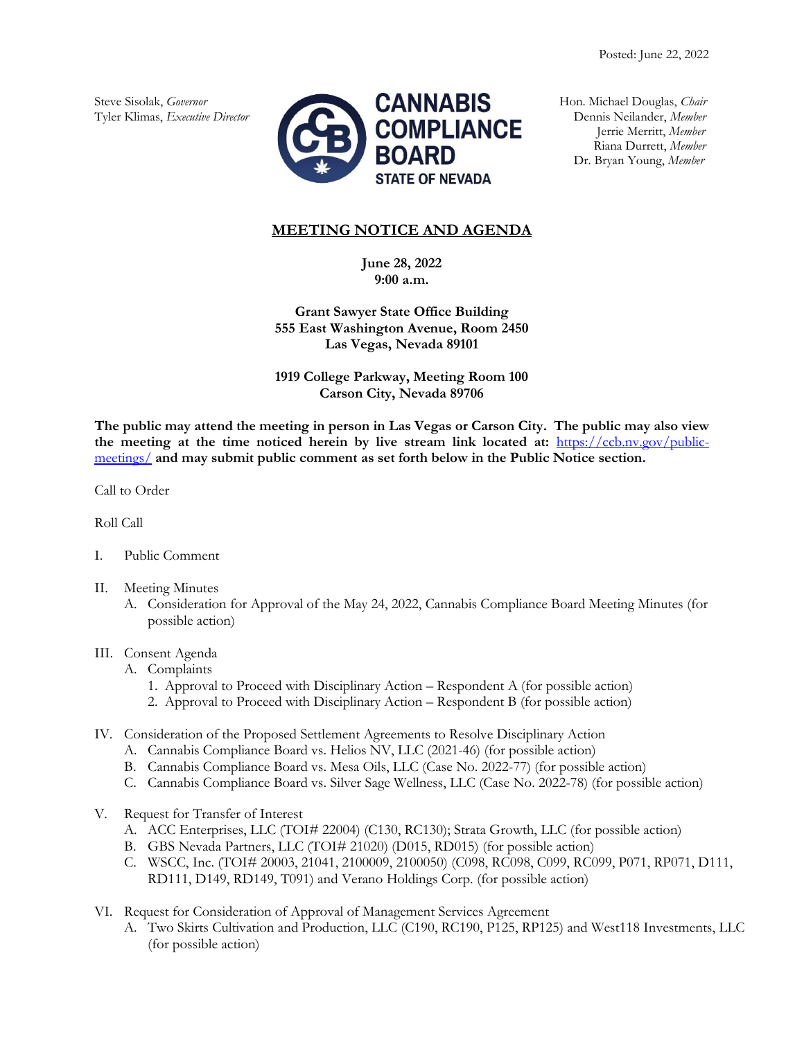Posted: June 22, 2022

Steve Sisolak, *Governor*
Tyler Klimas, *Executive Director*

**CANNABIS COMPLIANCE BOARD**
**STATE OF NEVADA**

Hon. Michael Douglas, *Chair*
Dennis Neilander, *Member*
Jerrie Merritt, *Member*
Riana Durrett, *Member*
Dr. Bryan Young, *Member*

# MEETING NOTICE AND AGENDA

**June 28, 2022**
**9:00 a.m.**

**Grant Sawyer State Office Building**
**555 East Washington Avenue, Room 2450**
**Las Vegas, Nevada 89101**

**1919 College Parkway, Meeting Room 100**
**Carson City, Nevada 89706**

**The public may attend the meeting in person in Las Vegas or Carson City. The public may also view the meeting at the time noticed herein by live stream link located at:** https://ccb.nv.gov/public-meetings/ **and may submit public comment as set forth below in the Public Notice section.**

Call to Order

Roll Call

I. Public Comment

II. Meeting Minutes
   A. Consideration for Approval of the May 24, 2022, Cannabis Compliance Board Meeting Minutes (for possible action)

III. Consent Agenda
   A. Complaints
      1. Approval to Proceed with Disciplinary Action – Respondent A (for possible action)
      2. Approval to Proceed with Disciplinary Action – Respondent B (for possible action)

IV. Consideration of the Proposed Settlement Agreements to Resolve Disciplinary Action
   A. Cannabis Compliance Board vs. Helios NV, LLC (2021-46) (for possible action)
   B. Cannabis Compliance Board vs. Mesa Oils, LLC (Case No. 2022-77) (for possible action)
   C. Cannabis Compliance Board vs. Silver Sage Wellness, LLC (Case No. 2022-78) (for possible action)

V. Request for Transfer of Interest
   A. ACC Enterprises, LLC (TOI# 22004) (C130, RC130); Strata Growth, LLC (for possible action)
   B. GBS Nevada Partners, LLC (TOI# 21020) (D015, RD015) (for possible action)
   C. WSCC, Inc. (TOI# 20003, 21041, 2100009, 2100050) (C098, RC098, C099, RC099, P071, RP071, D111, RD111, D149, RD149, T091) and Verano Holdings Corp. (for possible action)

VI. Request for Consideration of Approval of Management Services Agreement
   A. Two Skirts Cultivation and Production, LLC (C190, RC190, P125, RP125) and West118 Investments, LLC (for possible action)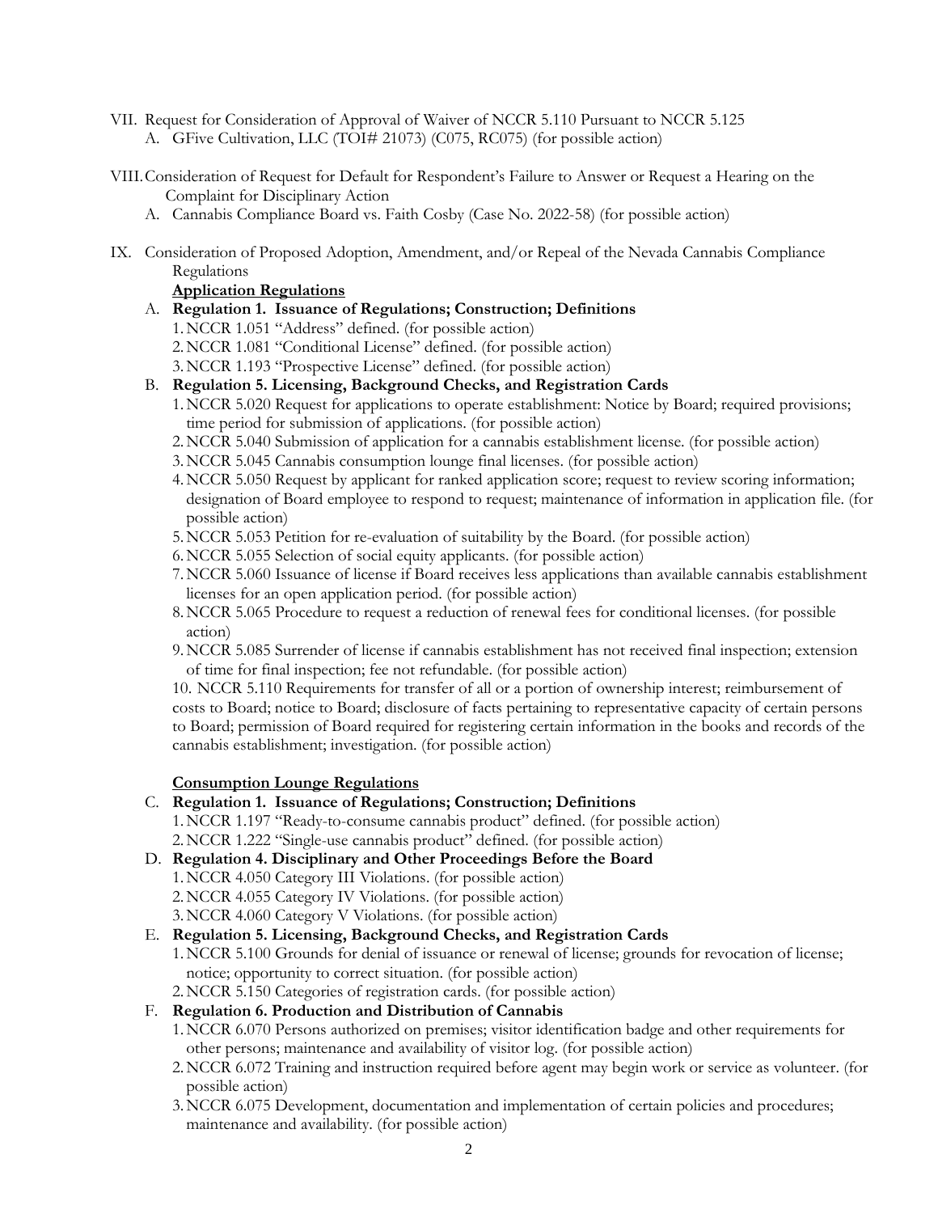VII. Request for Consideration of Approval of Waiver of NCCR 5.110 Pursuant to NCCR 5.125

A. GFive Cultivation, LLC (TOI# 21073) (C075, RC075) (for possible action)

VIII. Consideration of Request for Default for Respondent's Failure to Answer or Request a Hearing on the Complaint for Disciplinary Action

A. Cannabis Compliance Board vs. Faith Cosby (Case No. 2022-58) (for possible action)

IX. Consideration of Proposed Adoption, Amendment, and/or Repeal of the Nevada Cannabis Compliance Regulations

**Application Regulations**

A. **Regulation 1. Issuance of Regulations; Construction; Definitions**

1. NCCR 1.051 "Address" defined. (for possible action)
2. NCCR 1.081 "Conditional License" defined. (for possible action)
3. NCCR 1.193 "Prospective License" defined. (for possible action)

B. **Regulation 5. Licensing, Background Checks, and Registration Cards**

1. NCCR 5.020 Request for applications to operate establishment: Notice by Board; required provisions; time period for submission of applications. (for possible action)
2. NCCR 5.040 Submission of application for a cannabis establishment license. (for possible action)
3. NCCR 5.045 Cannabis consumption lounge final licenses. (for possible action)
4. NCCR 5.050 Request by applicant for ranked application score; request to review scoring information; designation of Board employee to respond to request; maintenance of information in application file. (for possible action)
5. NCCR 5.053 Petition for re-evaluation of suitability by the Board. (for possible action)
6. NCCR 5.055 Selection of social equity applicants. (for possible action)
7. NCCR 5.060 Issuance of license if Board receives less applications than available cannabis establishment licenses for an open application period. (for possible action)
8. NCCR 5.065 Procedure to request a reduction of renewal fees for conditional licenses. (for possible action)
9. NCCR 5.085 Surrender of license if cannabis establishment has not received final inspection; extension of time for final inspection; fee not refundable. (for possible action)
10. NCCR 5.110 Requirements for transfer of all or a portion of ownership interest; reimbursement of costs to Board; notice to Board; disclosure of facts pertaining to representative capacity of certain persons to Board; permission of Board required for registering certain information in the books and records of the cannabis establishment; investigation. (for possible action)

**Consumption Lounge Regulations**

C. **Regulation 1. Issuance of Regulations; Construction; Definitions**

1. NCCR 1.197 "Ready-to-consume cannabis product" defined. (for possible action)
2. NCCR 1.222 "Single-use cannabis product" defined. (for possible action)

D. **Regulation 4. Disciplinary and Other Proceedings Before the Board**

1. NCCR 4.050 Category III Violations. (for possible action)
2. NCCR 4.055 Category IV Violations. (for possible action)
3. NCCR 4.060 Category V Violations. (for possible action)

E. **Regulation 5. Licensing, Background Checks, and Registration Cards**

1. NCCR 5.100 Grounds for denial of issuance or renewal of license; grounds for revocation of license; notice; opportunity to correct situation. (for possible action)
2. NCCR 5.150 Categories of registration cards. (for possible action)

F. **Regulation 6. Production and Distribution of Cannabis**

1. NCCR 6.070 Persons authorized on premises; visitor identification badge and other requirements for other persons; maintenance and availability of visitor log. (for possible action)
2. NCCR 6.072 Training and instruction required before agent may begin work or service as volunteer. (for possible action)
3. NCCR 6.075 Development, documentation and implementation of certain policies and procedures; maintenance and availability. (for possible action)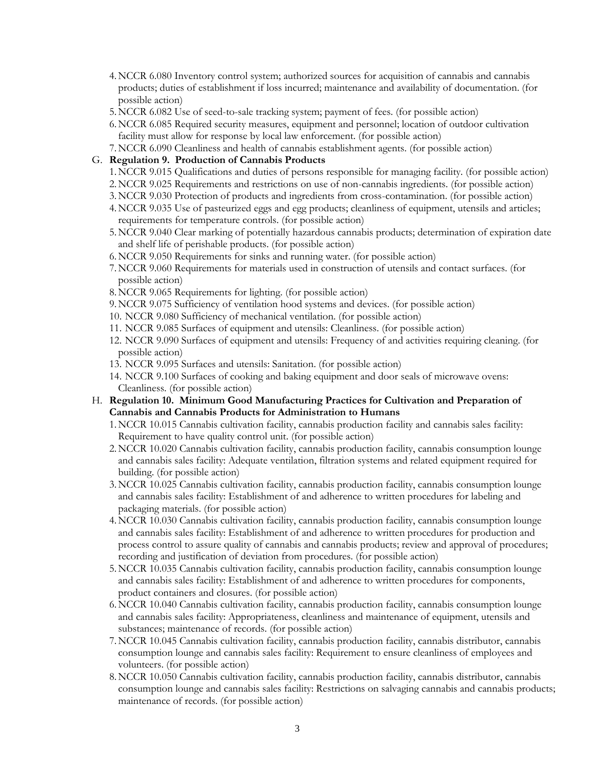4. NCCR 6.080 Inventory control system; authorized sources for acquisition of cannabis and cannabis products; duties of establishment if loss incurred; maintenance and availability of documentation. (for possible action)
5. NCCR 6.082 Use of seed-to-sale tracking system; payment of fees. (for possible action)
6. NCCR 6.085 Required security measures, equipment and personnel; location of outdoor cultivation facility must allow for response by local law enforcement. (for possible action)
7. NCCR 6.090 Cleanliness and health of cannabis establishment agents. (for possible action)

G. **Regulation 9. Production of Cannabis Products**
   1. NCCR 9.015 Qualifications and duties of persons responsible for managing facility. (for possible action)
   2. NCCR 9.025 Requirements and restrictions on use of non-cannabis ingredients. (for possible action)
   3. NCCR 9.030 Protection of products and ingredients from cross-contamination. (for possible action)
   4. NCCR 9.035 Use of pasteurized eggs and egg products; cleanliness of equipment, utensils and articles; requirements for temperature controls. (for possible action)
   5. NCCR 9.040 Clear marking of potentially hazardous cannabis products; determination of expiration date and shelf life of perishable products. (for possible action)
   6. NCCR 9.050 Requirements for sinks and running water. (for possible action)
   7. NCCR 9.060 Requirements for materials used in construction of utensils and contact surfaces. (for possible action)
   8. NCCR 9.065 Requirements for lighting. (for possible action)
   9. NCCR 9.075 Sufficiency of ventilation hood systems and devices. (for possible action)
   10. NCCR 9.080 Sufficiency of mechanical ventilation. (for possible action)
   11. NCCR 9.085 Surfaces of equipment and utensils: Cleanliness. (for possible action)
   12. NCCR 9.090 Surfaces of equipment and utensils: Frequency of and activities requiring cleaning. (for possible action)
   13. NCCR 9.095 Surfaces and utensils: Sanitation. (for possible action)
   14. NCCR 9.100 Surfaces of cooking and baking equipment and door seals of microwave ovens: Cleanliness. (for possible action)

H. **Regulation 10. Minimum Good Manufacturing Practices for Cultivation and Preparation of Cannabis and Cannabis Products for Administration to Humans**
   1. NCCR 10.015 Cannabis cultivation facility, cannabis production facility and cannabis sales facility: Requirement to have quality control unit. (for possible action)
   2. NCCR 10.020 Cannabis cultivation facility, cannabis production facility, cannabis consumption lounge and cannabis sales facility: Adequate ventilation, filtration systems and related equipment required for building. (for possible action)
   3. NCCR 10.025 Cannabis cultivation facility, cannabis production facility, cannabis consumption lounge and cannabis sales facility: Establishment of and adherence to written procedures for labeling and packaging materials. (for possible action)
   4. NCCR 10.030 Cannabis cultivation facility, cannabis production facility, cannabis consumption lounge and cannabis sales facility: Establishment of and adherence to written procedures for production and process control to assure quality of cannabis and cannabis products; review and approval of procedures; recording and justification of deviation from procedures. (for possible action)
   5. NCCR 10.035 Cannabis cultivation facility, cannabis production facility, cannabis consumption lounge and cannabis sales facility: Establishment of and adherence to written procedures for components, product containers and closures. (for possible action)
   6. NCCR 10.040 Cannabis cultivation facility, cannabis production facility, cannabis consumption lounge and cannabis sales facility: Appropriateness, cleanliness and maintenance of equipment, utensils and substances; maintenance of records. (for possible action)
   7. NCCR 10.045 Cannabis cultivation facility, cannabis production facility, cannabis distributor, cannabis consumption lounge and cannabis sales facility: Requirement to ensure cleanliness of employees and volunteers. (for possible action)
   8. NCCR 10.050 Cannabis cultivation facility, cannabis production facility, cannabis distributor, cannabis consumption lounge and cannabis sales facility: Restrictions on salvaging cannabis and cannabis products; maintenance of records. (for possible action)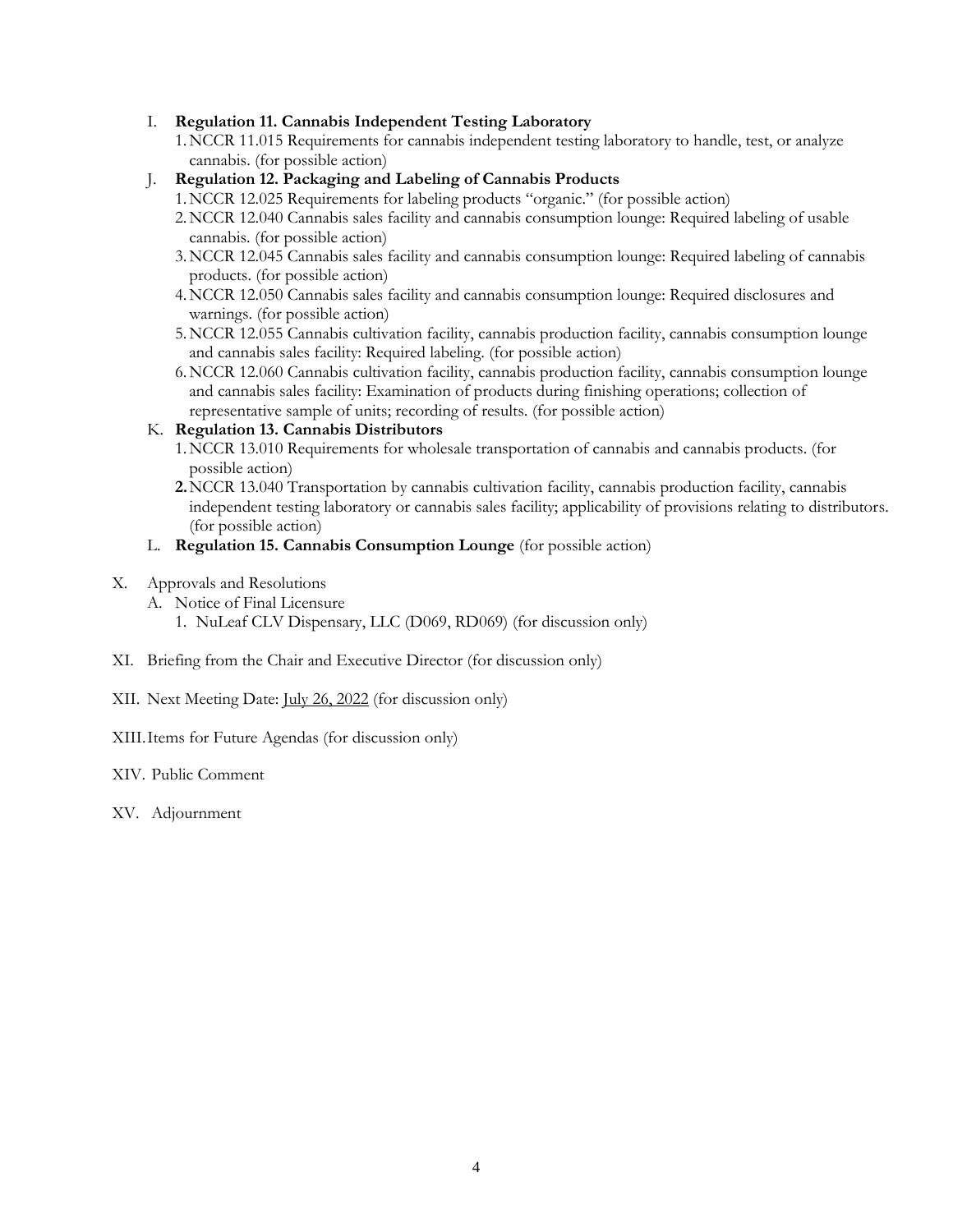I. **Regulation 11. Cannabis Independent Testing Laboratory**
   1. NCCR 11.015 Requirements for cannabis independent testing laboratory to handle, test, or analyze cannabis. (for possible action)

J. **Regulation 12. Packaging and Labeling of Cannabis Products**
   1. NCCR 12.025 Requirements for labeling products "organic." (for possible action)
   2. NCCR 12.040 Cannabis sales facility and cannabis consumption lounge: Required labeling of usable cannabis. (for possible action)
   3. NCCR 12.045 Cannabis sales facility and cannabis consumption lounge: Required labeling of cannabis products. (for possible action)
   4. NCCR 12.050 Cannabis sales facility and cannabis consumption lounge: Required disclosures and warnings. (for possible action)
   5. NCCR 12.055 Cannabis cultivation facility, cannabis production facility, cannabis consumption lounge and cannabis sales facility: Required labeling. (for possible action)
   6. NCCR 12.060 Cannabis cultivation facility, cannabis production facility, cannabis consumption lounge and cannabis sales facility: Examination of products during finishing operations; collection of representative sample of units; recording of results. (for possible action)

K. **Regulation 13. Cannabis Distributors**
   1. NCCR 13.010 Requirements for wholesale transportation of cannabis and cannabis products. (for possible action)
   2. NCCR 13.040 Transportation by cannabis cultivation facility, cannabis production facility, cannabis independent testing laboratory or cannabis sales facility; applicability of provisions relating to distributors. (for possible action)

L. **Regulation 15. Cannabis Consumption Lounge** (for possible action)

X. Approvals and Resolutions
   A. Notice of Final Licensure
      1. NuLeaf CLV Dispensary, LLC (D069, RD069) (for discussion only)

XI. Briefing from the Chair and Executive Director (for discussion only)

XII. Next Meeting Date: July 26, 2022 (for discussion only)

XIII. Items for Future Agendas (for discussion only)

XIV. Public Comment

XV. Adjournment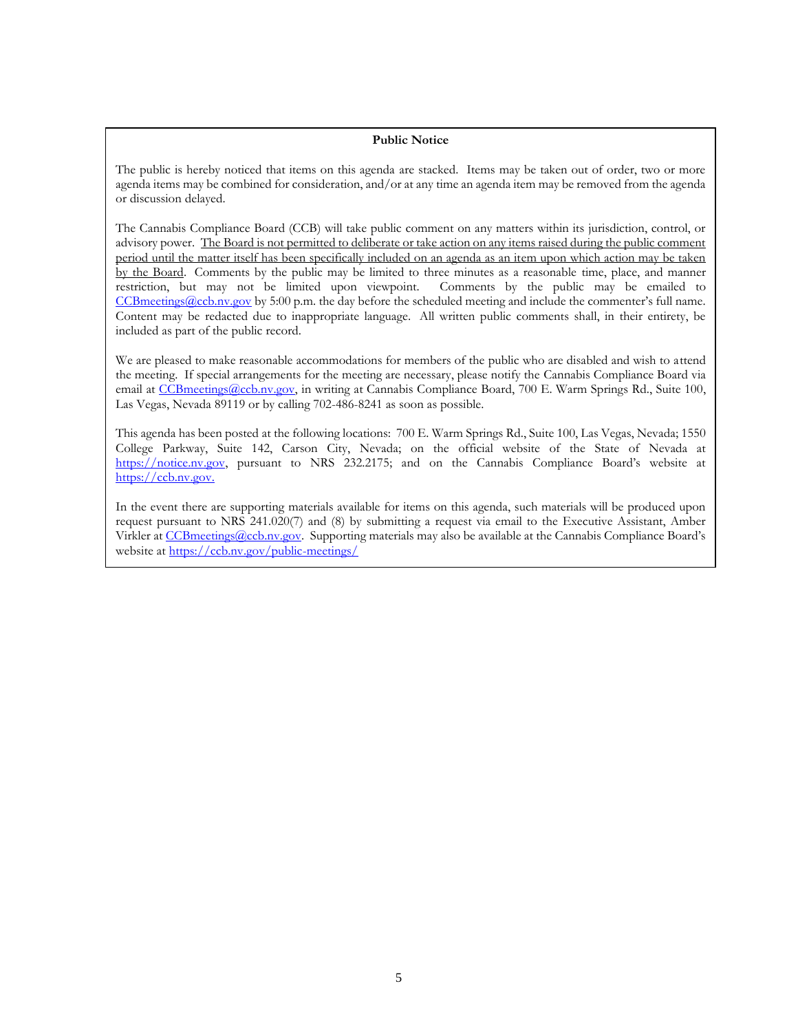**Public Notice**

The public is hereby noticed that items on this agenda are stacked. Items may be taken out of order, two or more agenda items may be combined for consideration, and/or at any time an agenda item may be removed from the agenda or discussion delayed.

The Cannabis Compliance Board (CCB) will take public comment on any matters within its jurisdiction, control, or advisory power. The Board is not permitted to deliberate or take action on any items raised during the public comment period until the matter itself has been specifically included on an agenda as an item upon which action may be taken by the Board. Comments by the public may be limited to three minutes as a reasonable time, place, and manner restriction, but may not be limited upon viewpoint. Comments by the public may be emailed to CCBmeetings@ccb.nv.gov by 5:00 p.m. the day before the scheduled meeting and include the commenter's full name. Content may be redacted due to inappropriate language. All written public comments shall, in their entirety, be included as part of the public record.

We are pleased to make reasonable accommodations for members of the public who are disabled and wish to attend the meeting. If special arrangements for the meeting are necessary, please notify the Cannabis Compliance Board via email at CCBmeetings@ccb.nv.gov, in writing at Cannabis Compliance Board, 700 E. Warm Springs Rd., Suite 100, Las Vegas, Nevada 89119 or by calling 702-486-8241 as soon as possible.

This agenda has been posted at the following locations: 700 E. Warm Springs Rd., Suite 100, Las Vegas, Nevada; 1550 College Parkway, Suite 142, Carson City, Nevada; on the official website of the State of Nevada at https://notice.nv.gov, pursuant to NRS 232.2175; and on the Cannabis Compliance Board's website at https://ccb.nv.gov.

In the event there are supporting materials available for items on this agenda, such materials will be produced upon request pursuant to NRS 241.020(7) and (8) by submitting a request via email to the Executive Assistant, Amber Virkler at CCBmeetings@ccb.nv.gov. Supporting materials may also be available at the Cannabis Compliance Board's website at https://ccb.nv.gov/public-meetings/